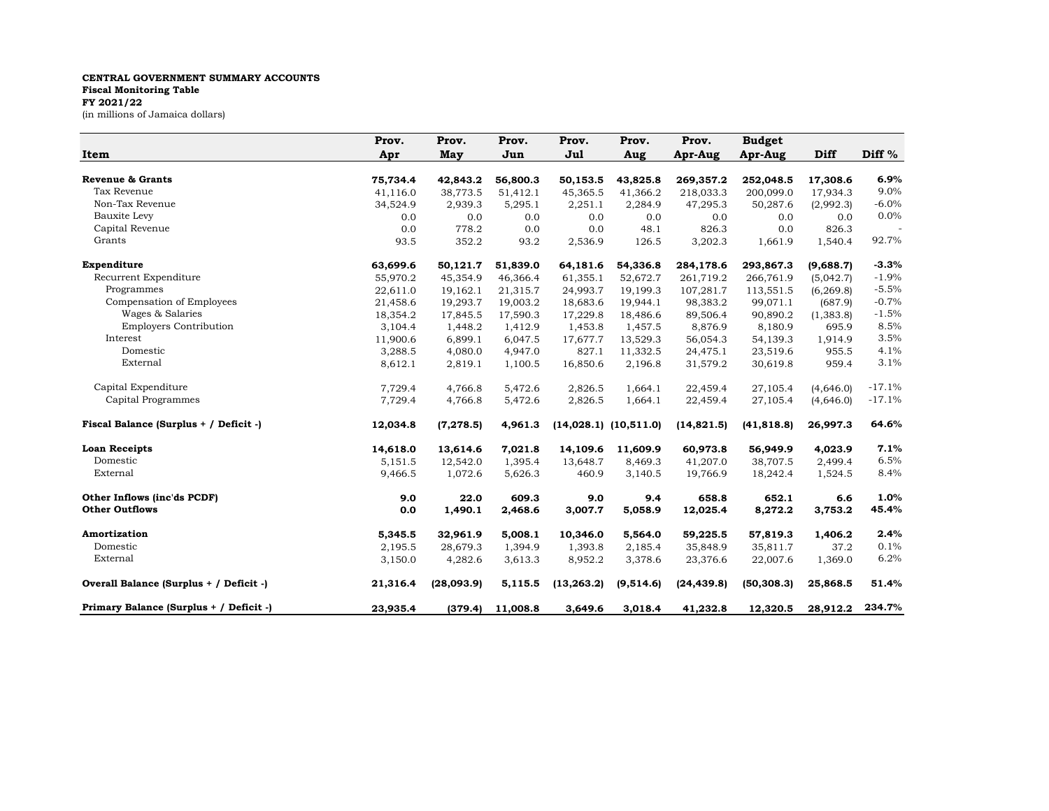**CENTRAL GOVERNMENT SUMMARY ACCOUNTS**
**Fiscal Monitoring Table**
**FY 2021/22**
(in millions of Jamaica dollars)

| Item | Prov. Apr | Prov. May | Prov. Jun | Prov. Jul | Prov. Aug | Prov. Apr-Aug | Budget Apr-Aug | Diff | Diff % |
|---|---|---|---|---|---|---|---|---|---|
| **Revenue & Grants** | **75,734.4** | **42,843.2** | **56,800.3** | **50,153.5** | **43,825.8** | **269,357.2** | **252,048.5** | **17,308.6** | **6.9%** |
| Tax Revenue | 41,116.0 | 38,773.5 | 51,412.1 | 45,365.5 | 41,366.2 | 218,033.3 | 200,099.0 | 17,934.3 | 9.0% |
| Non-Tax Revenue | 34,524.9 | 2,939.3 | 5,295.1 | 2,251.1 | 2,284.9 | 47,295.3 | 50,287.6 | (2,992.3) | -6.0% |
| Bauxite Levy | 0.0 | 0.0 | 0.0 | 0.0 | 0.0 | 0.0 | 0.0 | 0.0 | 0.0% |
| Capital Revenue | 0.0 | 778.2 | 0.0 | 0.0 | 48.1 | 826.3 | 0.0 | 826.3 | - |
| Grants | 93.5 | 352.2 | 93.2 | 2,536.9 | 126.5 | 3,202.3 | 1,661.9 | 1,540.4 | 92.7% |
| **Expenditure** | **63,699.6** | **50,121.7** | **51,839.0** | **64,181.6** | **54,336.8** | **284,178.6** | **293,867.3** | **(9,688.7)** | **-3.3%** |
| Recurrent Expenditure | 55,970.2 | 45,354.9 | 46,366.4 | 61,355.1 | 52,672.7 | 261,719.2 | 266,761.9 | (5,042.7) | -1.9% |
| Programmes | 22,611.0 | 19,162.1 | 21,315.7 | 24,993.7 | 19,199.3 | 107,281.7 | 113,551.5 | (6,269.8) | -5.5% |
| Compensation of Employees | 21,458.6 | 19,293.7 | 19,003.2 | 18,683.6 | 19,944.1 | 98,383.2 | 99,071.1 | (687.9) | -0.7% |
| Wages & Salaries | 18,354.2 | 17,845.5 | 17,590.3 | 17,229.8 | 18,486.6 | 89,506.4 | 90,890.2 | (1,383.8) | -1.5% |
| Employers Contribution | 3,104.4 | 1,448.2 | 1,412.9 | 1,453.8 | 1,457.5 | 8,876.9 | 8,180.9 | 695.9 | 8.5% |
| Interest | 11,900.6 | 6,899.1 | 6,047.5 | 17,677.7 | 13,529.3 | 56,054.3 | 54,139.3 | 1,914.9 | 3.5% |
| Domestic | 3,288.5 | 4,080.0 | 4,947.0 | 827.1 | 11,332.5 | 24,475.1 | 23,519.6 | 955.5 | 4.1% |
| External | 8,612.1 | 2,819.1 | 1,100.5 | 16,850.6 | 2,196.8 | 31,579.2 | 30,619.8 | 959.4 | 3.1% |
| Capital Expenditure | 7,729.4 | 4,766.8 | 5,472.6 | 2,826.5 | 1,664.1 | 22,459.4 | 27,105.4 | (4,646.0) | -17.1% |
| Capital Programmes | 7,729.4 | 4,766.8 | 5,472.6 | 2,826.5 | 1,664.1 | 22,459.4 | 27,105.4 | (4,646.0) | -17.1% |
| **Fiscal Balance (Surplus + / Deficit -)** | **12,034.8** | **(7,278.5)** | **4,961.3** | **(14,028.1)** | **(10,511.0)** | **(14,821.5)** | **(41,818.8)** | **26,997.3** | **64.6%** |
| **Loan Receipts** | **14,618.0** | **13,614.6** | **7,021.8** | **14,109.6** | **11,609.9** | **60,973.8** | **56,949.9** | **4,023.9** | **7.1%** |
| Domestic | 5,151.5 | 12,542.0 | 1,395.4 | 13,648.7 | 8,469.3 | 41,207.0 | 38,707.5 | 2,499.4 | 6.5% |
| External | 9,466.5 | 1,072.6 | 5,626.3 | 460.9 | 3,140.5 | 19,766.9 | 18,242.4 | 1,524.5 | 8.4% |
| **Other Inflows (inc'ds PCDF)** | **9.0** | **22.0** | **609.3** | **9.0** | **9.4** | **658.8** | **652.1** | **6.6** | **1.0%** |
| **Other Outflows** | **0.0** | **1,490.1** | **2,468.6** | **3,007.7** | **5,058.9** | **12,025.4** | **8,272.2** | **3,753.2** | **45.4%** |
| **Amortization** | **5,345.5** | **32,961.9** | **5,008.1** | **10,346.0** | **5,564.0** | **59,225.5** | **57,819.3** | **1,406.2** | **2.4%** |
| Domestic | 2,195.5 | 28,679.3 | 1,394.9 | 1,393.8 | 2,185.4 | 35,848.9 | 35,811.7 | 37.2 | 0.1% |
| External | 3,150.0 | 4,282.6 | 3,613.3 | 8,952.2 | 3,378.6 | 23,376.6 | 22,007.6 | 1,369.0 | 6.2% |
| **Overall Balance (Surplus + / Deficit -)** | **21,316.4** | **(28,093.9)** | **5,115.5** | **(13,263.2)** | **(9,514.6)** | **(24,439.8)** | **(50,308.3)** | **25,868.5** | **51.4%** |
| **Primary Balance (Surplus + / Deficit -)** | **23,935.4** | **(379.4)** | **11,008.8** | **3,649.6** | **3,018.4** | **41,232.8** | **12,320.5** | **28,912.2** | **234.7%** |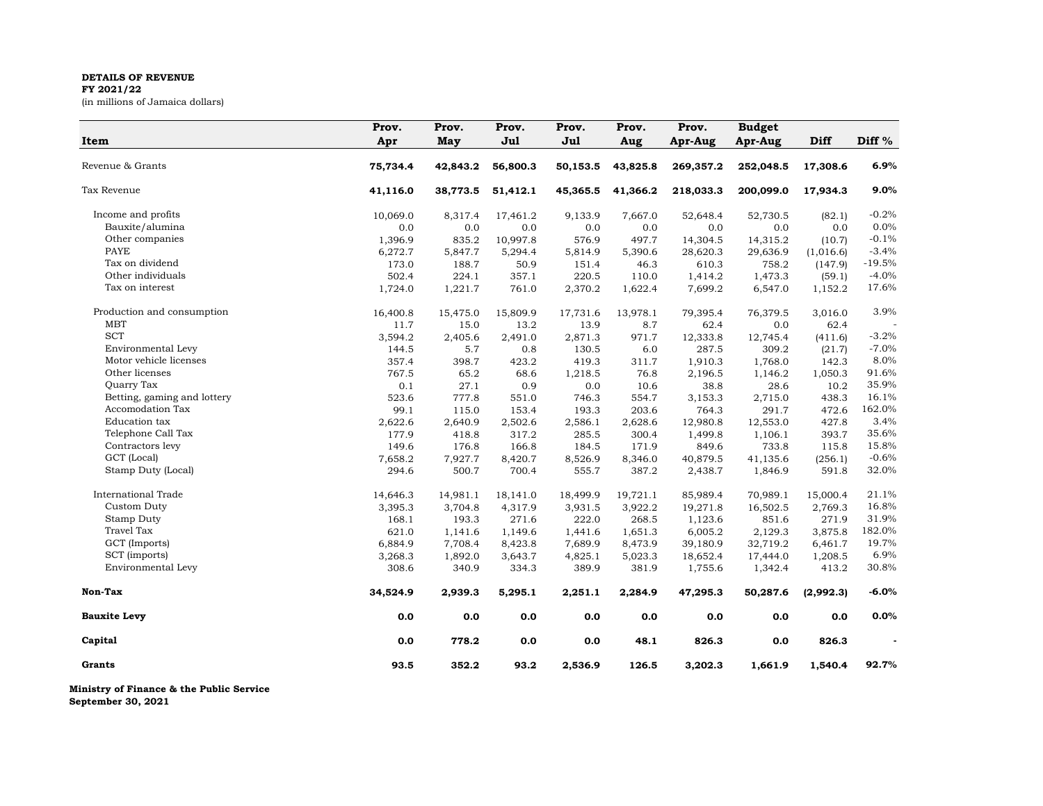**DETAILS OF REVENUE**
**FY 2021/22**
(in millions of Jamaica dollars)

| Item | Prov. Apr | Prov. May | Prov. Jul | Prov. Jul | Prov. Aug | Prov. Apr-Aug | Budget Apr-Aug | Diff | Diff % |
|---|---|---|---|---|---|---|---|---|---|
| Revenue & Grants | **75,734.4** | **42,843.2** | **56,800.3** | **50,153.5** | **43,825.8** | **269,357.2** | **252,048.5** | **17,308.6** | **6.9%** |
| Tax Revenue | **41,116.0** | **38,773.5** | **51,412.1** | **45,365.5** | **41,366.2** | **218,033.3** | **200,099.0** | **17,934.3** | **9.0%** |
| Income and profits | 10,069.0 | 8,317.4 | 17,461.2 | 9,133.9 | 7,667.0 | 52,648.4 | 52,730.5 | (82.1) | -0.2% |
| Bauxite/alumina | 0.0 | 0.0 | 0.0 | 0.0 | 0.0 | 0.0 | 0.0 | 0.0 | 0.0% |
| Other companies | 1,396.9 | 835.2 | 10,997.8 | 576.9 | 497.7 | 14,304.5 | 14,315.2 | (10.7) | -0.1% |
| PAYE | 6,272.7 | 5,847.7 | 5,294.4 | 5,814.9 | 5,390.6 | 28,620.3 | 29,636.9 | (1,016.6) | -3.4% |
| Tax on dividend | 173.0 | 188.7 | 50.9 | 151.4 | 46.3 | 610.3 | 758.2 | (147.9) | -19.5% |
| Other individuals | 502.4 | 224.1 | 357.1 | 220.5 | 110.0 | 1,414.2 | 1,473.3 | (59.1) | -4.0% |
| Tax on interest | 1,724.0 | 1,221.7 | 761.0 | 2,370.2 | 1,622.4 | 7,699.2 | 6,547.0 | 1,152.2 | 17.6% |
| Production and consumption | 16,400.8 | 15,475.0 | 15,809.9 | 17,731.6 | 13,978.1 | 79,395.4 | 76,379.5 | 3,016.0 | 3.9% |
| MBT | 11.7 | 15.0 | 13.2 | 13.9 | 8.7 | 62.4 | 0.0 | 62.4 | - |
| SCT | 3,594.2 | 2,405.6 | 2,491.0 | 2,871.3 | 971.7 | 12,333.8 | 12,745.4 | (411.6) | -3.2% |
| Environmental Levy | 144.5 | 5.7 | 0.8 | 130.5 | 6.0 | 287.5 | 309.2 | (21.7) | -7.0% |
| Motor vehicle licenses | 357.4 | 398.7 | 423.2 | 419.3 | 311.7 | 1,910.3 | 1,768.0 | 142.3 | 8.0% |
| Other licenses | 767.5 | 65.2 | 68.6 | 1,218.5 | 76.8 | 2,196.5 | 1,146.2 | 1,050.3 | 91.6% |
| Quarry Tax | 0.1 | 27.1 | 0.9 | 0.0 | 10.6 | 38.8 | 28.6 | 10.2 | 35.9% |
| Betting, gaming and lottery | 523.6 | 777.8 | 551.0 | 746.3 | 554.7 | 3,153.3 | 2,715.0 | 438.3 | 16.1% |
| Accomodation Tax | 99.1 | 115.0 | 153.4 | 193.3 | 203.6 | 764.3 | 291.7 | 472.6 | 162.0% |
| Education tax | 2,622.6 | 2,640.9 | 2,502.6 | 2,586.1 | 2,628.6 | 12,980.8 | 12,553.0 | 427.8 | 3.4% |
| Telephone Call Tax | 177.9 | 418.8 | 317.2 | 285.5 | 300.4 | 1,499.8 | 1,106.1 | 393.7 | 35.6% |
| Contractors levy | 149.6 | 176.8 | 166.8 | 184.5 | 171.9 | 849.6 | 733.8 | 115.8 | 15.8% |
| GCT (Local) | 7,658.2 | 7,927.7 | 8,420.7 | 8,526.9 | 8,346.0 | 40,879.5 | 41,135.6 | (256.1) | -0.6% |
| Stamp Duty (Local) | 294.6 | 500.7 | 700.4 | 555.7 | 387.2 | 2,438.7 | 1,846.9 | 591.8 | 32.0% |
| International Trade | 14,646.3 | 14,981.1 | 18,141.0 | 18,499.9 | 19,721.1 | 85,989.4 | 70,989.1 | 15,000.4 | 21.1% |
| Custom Duty | 3,395.3 | 3,704.8 | 4,317.9 | 3,931.5 | 3,922.2 | 19,271.8 | 16,502.5 | 2,769.3 | 16.8% |
| Stamp Duty | 168.1 | 193.3 | 271.6 | 222.0 | 268.5 | 1,123.6 | 851.6 | 271.9 | 31.9% |
| Travel Tax | 621.0 | 1,141.6 | 1,149.6 | 1,441.6 | 1,651.3 | 6,005.2 | 2,129.3 | 3,875.8 | 182.0% |
| GCT (Imports) | 6,884.9 | 7,708.4 | 8,423.8 | 7,689.9 | 8,473.9 | 39,180.9 | 32,719.2 | 6,461.7 | 19.7% |
| SCT (imports) | 3,268.3 | 1,892.0 | 3,643.7 | 4,825.1 | 5,023.3 | 18,652.4 | 17,444.0 | 1,208.5 | 6.9% |
| Environmental Levy | 308.6 | 340.9 | 334.3 | 389.9 | 381.9 | 1,755.6 | 1,342.4 | 413.2 | 30.8% |
| **Non-Tax** | **34,524.9** | **2,939.3** | **5,295.1** | **2,251.1** | **2,284.9** | **47,295.3** | **50,287.6** | **(2,992.3)** | **-6.0%** |
| **Bauxite Levy** | **0.0** | **0.0** | **0.0** | **0.0** | **0.0** | **0.0** | **0.0** | **0.0** | **0.0%** |
| **Capital** | **0.0** | **778.2** | **0.0** | **0.0** | **48.1** | **826.3** | **0.0** | **826.3** | **-** |
| **Grants** | **93.5** | **352.2** | **93.2** | **2,536.9** | **126.5** | **3,202.3** | **1,661.9** | **1,540.4** | **92.7%** |

**Ministry of Finance & the Public Service**
**September 30, 2021**